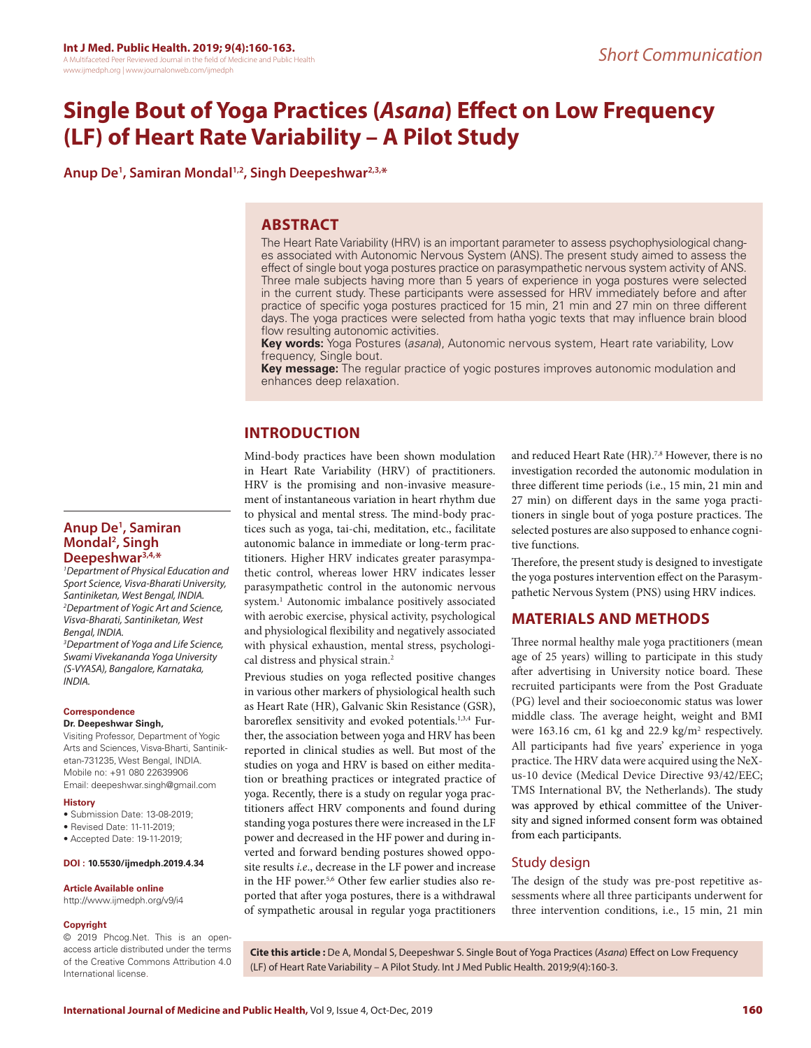*Short Communication*

# Single Bout of Yoga Practices (*Asana*) Effect on Low Frequency (LF) of Heart Rate Variability – A Pilot Study

**Anup De[1], Samiran Mondal[1,2], Singh Deepeshwar[2,3,*]**

## ABSTRACT

The Heart Rate Variability (HRV) is an important parameter to assess psychophysiological changes associated with Autonomic Nervous System (ANS). The present study aimed to assess the effect of single bout yoga postures practice on parasympathetic nervous system activity of ANS. Three male subjects having more than 5 years of experience in yoga postures were selected in the current study. These participants were assessed for HRV immediately before and after practice of specific yoga postures practiced for 15 min, 21 min and 27 min on three different days. The yoga practices were selected from hatha yogic texts that may influence brain blood flow resulting autonomic activities.

**Key words:** Yoga Postures (*asana*), Autonomic nervous system, Heart rate variability, Low frequency, Single bout.

**Key message:** The regular practice of yogic postures improves autonomic modulation and enhances deep relaxation.

**Anup De[1], Samiran Mondal[2], Singh Deepeshwar[3,4,*]**

*[1]Department of Physical Education and Sport Science, Visva-Bharati University, Santiniketan, West Bengal, INDIA.*
*[2]Department of Yogic Art and Science, Visva-Bharati, Santiniketan, West Bengal, INDIA.*
*[3]Department of Yoga and Life Science, Swami Vivekananda Yoga University (S-VYASA), Bangalore, Karnataka, INDIA.*

**Correspondence**

**Dr. Deepeshwar Singh,**

Visiting Professor, Department of Yogic Arts and Sciences, Visva-Bharti, Santiniketan-731235, West Bengal, INDIA.
Mobile no: +91 080 22639906
Email: deepeshwar.singh@gmail.com

**History**

- Submission Date: 13-08-2019;
- Revised Date: 11-11-2019;
- Accepted Date: 19-11-2019;

**DOI : 10.5530/ijmedph.2019.4.34**

**Article Available online**

http://www.ijmedph.org/v9/i4

**Copyright**

© 2019 Phcog.Net. This is an open-access article distributed under the terms of the Creative Commons Attribution 4.0 International license.

## INTRODUCTION

Mind-body practices have been shown modulation in Heart Rate Variability (HRV) of practitioners. HRV is the promising and non-invasive measurement of instantaneous variation in heart rhythm due to physical and mental stress. The mind-body practices such as yoga, tai-chi, meditation, etc., facilitate autonomic balance in immediate or long-term practitioners. Higher HRV indicates greater parasympathetic control, whereas lower HRV indicates lesser parasympathetic control in the autonomic nervous system.[1] Autonomic imbalance positively associated with aerobic exercise, physical activity, psychological and physiological flexibility and negatively associated with physical exhaustion, mental stress, psychological distress and physical strain.[2]

Previous studies on yoga reflected positive changes in various other markers of physiological health such as Heart Rate (HR), Galvanic Skin Resistance (GSR), baroreflex sensitivity and evoked potentials.[1,3,4] Further, the association between yoga and HRV has been reported in clinical studies as well. But most of the studies on yoga and HRV is based on either meditation or breathing practices or integrated practice of yoga. Recently, there is a study on regular yoga practitioners affect HRV components and found during standing yoga postures there were increased in the LF power and decreased in the HF power and during inverted and forward bending postures showed opposite results *i.e*., decrease in the LF power and increase in the HF power.[5,6] Other few earlier studies also reported that after yoga postures, there is a withdrawal of sympathetic arousal in regular yoga practitioners and reduced Heart Rate (HR).[7,8] However, there is no investigation recorded the autonomic modulation in three different time periods (i.e., 15 min, 21 min and 27 min) on different days in the same yoga practitioners in single bout of yoga posture practices. The selected postures are also supposed to enhance cognitive functions.

Therefore, the present study is designed to investigate the yoga postures intervention effect on the Parasympathetic Nervous System (PNS) using HRV indices.

## MATERIALS AND METHODS

Three normal healthy male yoga practitioners (mean age of 25 years) willing to participate in this study after advertising in University notice board. These recruited participants were from the Post Graduate (PG) level and their socioeconomic status was lower middle class. The average height, weight and BMI were 163.16 cm, 61 kg and 22.9 kg/m$^2$ respectively. All participants had five years' experience in yoga practice. The HRV data were acquired using the NeXus-10 device (Medical Device Directive 93/42/EEC; TMS International BV, the Netherlands). The study was approved by ethical committee of the University and signed informed consent form was obtained from each participants.

### Study design

The design of the study was pre-post repetitive assessments where all three participants underwent for three intervention conditions, i.e., 15 min, 21 min

**Cite this article :** De A, Mondal S, Deepeshwar S. Single Bout of Yoga Practices (*Asana*) Effect on Low Frequency (LF) of Heart Rate Variability – A Pilot Study. Int J Med Public Health. 2019;9(4):160-3.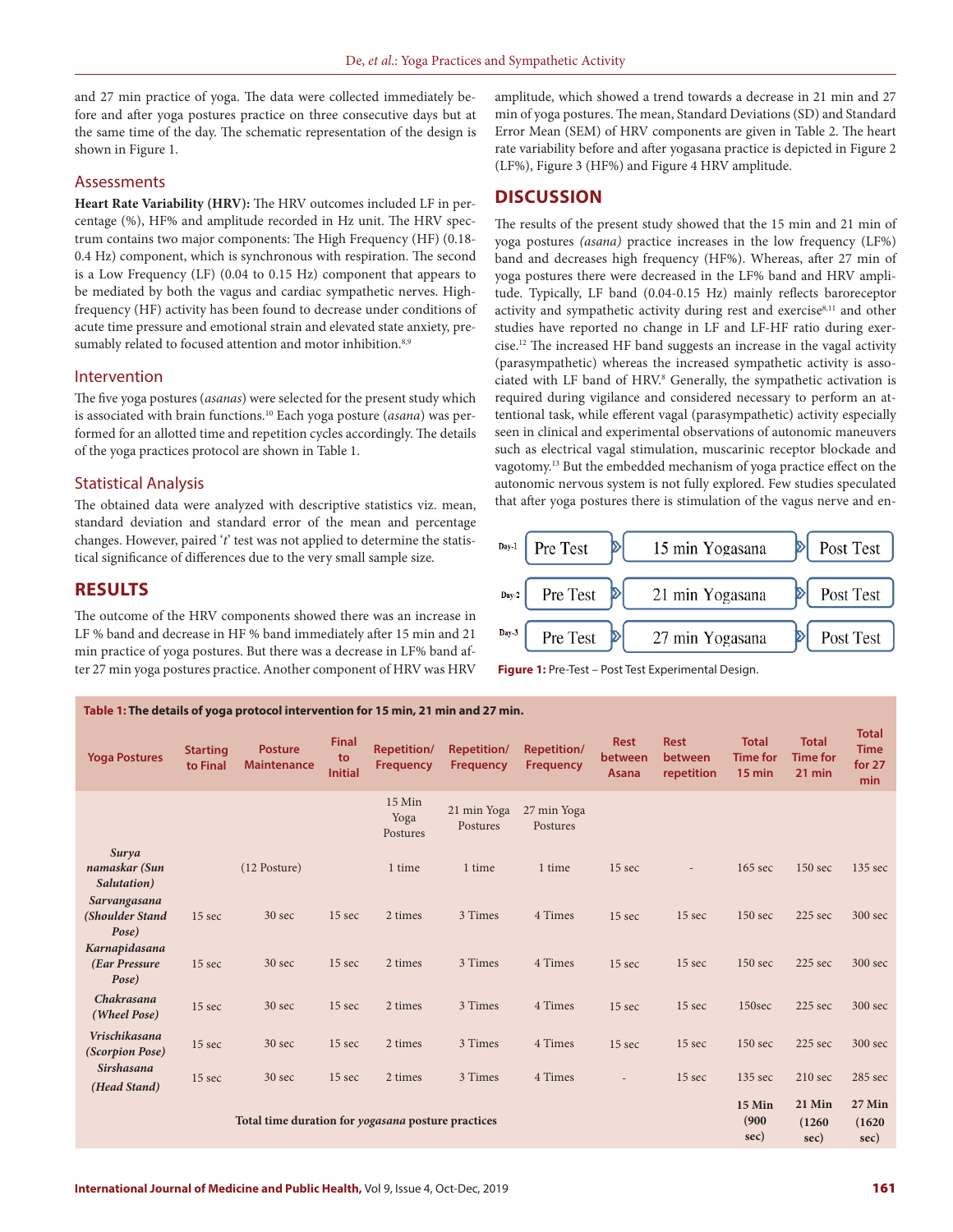and 27 min practice of yoga. The data were collected immediately before and after yoga postures practice on three consecutive days but at the same time of the day. The schematic representation of the design is shown in Figure 1.

## Assessments

**Heart Rate Variability (HRV):** The HRV outcomes included LF in percentage (%), HF% and amplitude recorded in Hz unit. The HRV spectrum contains two major components: The High Frequency (HF) (0.18-0.4 Hz) component, which is synchronous with respiration. The second is a Low Frequency (LF) (0.04 to 0.15 Hz) component that appears to be mediated by both the vagus and cardiac sympathetic nerves. High-frequency (HF) activity has been found to decrease under conditions of acute time pressure and emotional strain and elevated state anxiety, presumably related to focused attention and motor inhibition.[8,9]

## Intervention

The five yoga postures (*asanas*) were selected for the present study which is associated with brain functions.[10] Each yoga posture (*asana*) was performed for an allotted time and repetition cycles accordingly. The details of the yoga practices protocol are shown in Table 1.

## Statistical Analysis

The obtained data were analyzed with descriptive statistics viz. mean, standard deviation and standard error of the mean and percentage changes. However, paired '*t*' test was not applied to determine the statistical significance of differences due to the very small sample size.

# RESULTS

The outcome of the HRV components showed there was an increase in LF % band and decrease in HF % band immediately after 15 min and 21 min practice of yoga postures. But there was a decrease in LF% band after 27 min yoga postures practice. Another component of HRV was HRV amplitude, which showed a trend towards a decrease in 21 min and 27 min of yoga postures. The mean, Standard Deviations (SD) and Standard Error Mean (SEM) of HRV components are given in Table 2. The heart rate variability before and after yogasana practice is depicted in Figure 2 (LF%), Figure 3 (HF%) and Figure 4 HRV amplitude.

# DISCUSSION

The results of the present study showed that the 15 min and 21 min of yoga postures *(asana)* practice increases in the low frequency (LF%) band and decreases high frequency (HF%). Whereas, after 27 min of yoga postures there were decreased in the LF% band and HRV amplitude. Typically, LF band (0.04-0.15 Hz) mainly reflects baroreceptor activity and sympathetic activity during rest and exercise[8,11] and other studies have reported no change in LF and LF-HF ratio during exercise.[12] The increased HF band suggests an increase in the vagal activity (parasympathetic) whereas the increased sympathetic activity is associated with LF band of HRV.[8] Generally, the sympathetic activation is required during vigilance and considered necessary to perform an attentional task, while efferent vagal (parasympathetic) activity especially seen in clinical and experimental observations of autonomic maneuvers such as electrical vagal stimulation, muscarinic receptor blockade and vagotomy.[13] But the embedded mechanism of yoga practice effect on the autonomic nervous system is not fully explored. Few studies speculated that after yoga postures there is stimulation of the vagus nerve and en-

| | | | |
|---|---|---|---|
| Day-1 | Pre Test | 15 min Yogasana | Post Test |
| Day-2 | Pre Test | 21 min Yogasana | Post Test |
| Day-3 | Pre Test | 27 min Yogasana | Post Test |

**Figure 1:** Pre-Test – Post Test Experimental Design.

**Table 1: The details of yoga protocol intervention for 15 min, 21 min and 27 min.**

| Yoga Postures | Starting to Final | Posture Maintenance | Final to Initial | Repetition/ Frequency | Repetition/ Frequency | Repetition/ Frequency | Rest between Asana | Rest between repetition | Total Time for 15 min | Total Time for 21 min | Total Time for 27 min |
|---|---|---|---|---|---|---|---|---|---|---|---|
| | | | | 15 Min Yoga Postures | 21 min Yoga Postures | 27 min Yoga Postures | | | | | |
| *Surya namaskar (Sun Salutation)* | | (12 Posture) | | 1 time | 1 time | 1 time | 15 sec | - | 165 sec | 150 sec | 135 sec |
| *Sarvangasana (Shoulder Stand Pose)* | 15 sec | 30 sec | 15 sec | 2 times | 3 Times | 4 Times | 15 sec | 15 sec | 150 sec | 225 sec | 300 sec |
| *Karnapidasana (Ear Pressure Pose)* | 15 sec | 30 sec | 15 sec | 2 times | 3 Times | 4 Times | 15 sec | 15 sec | 150 sec | 225 sec | 300 sec |
| *Chakrasana (Wheel Pose)* | 15 sec | 30 sec | 15 sec | 2 times | 3 Times | 4 Times | 15 sec | 15 sec | 150sec | 225 sec | 300 sec |
| *Vrischikasana (Scorpion Pose)* | 15 sec | 30 sec | 15 sec | 2 times | 3 Times | 4 Times | 15 sec | 15 sec | 150 sec | 225 sec | 300 sec |
| *Sirshasana (Head Stand)* | 15 sec | 30 sec | 15 sec | 2 times | 3 Times | 4 Times | - | 15 sec | 135 sec | 210 sec | 285 sec |
| Total time duration for *yogasana* posture practices | | | | | | | | | 15 Min (900 sec) | 21 Min (1260 sec) | 27 Min (1620 sec) |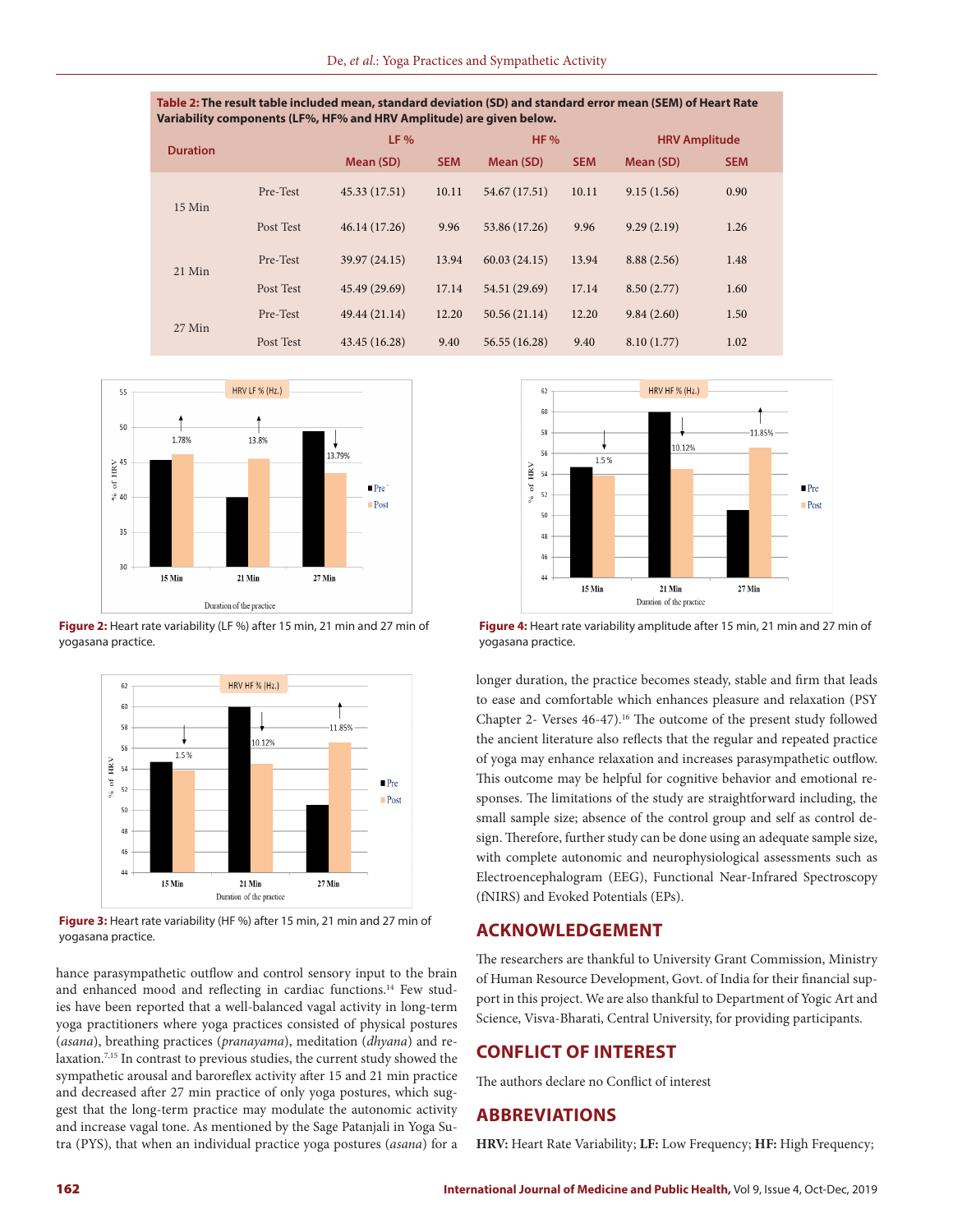**Table 2: The result table included mean, standard deviation (SD) and standard error mean (SEM) of Heart Rate Variability components (LF%, HF% and HRV Amplitude) are given below.**

| Duration | | LF % | | HF % | | HRV Amplitude | |
|---|---|---|---|---|---|---|---|
| | | Mean (SD) | SEM | Mean (SD) | SEM | Mean (SD) | SEM |
| 15 Min | Pre-Test | 45.33 (17.51) | 10.11 | 54.67 (17.51) | 10.11 | 9.15 (1.56) | 0.90 |
| | Post Test | 46.14 (17.26) | 9.96 | 53.86 (17.26) | 9.96 | 9.29 (2.19) | 1.26 |
| 21 Min | Pre-Test | 39.97 (24.15) | 13.94 | 60.03 (24.15) | 13.94 | 8.88 (2.56) | 1.48 |
| | Post Test | 45.49 (29.69) | 17.14 | 54.51 (29.69) | 17.14 | 8.50 (2.77) | 1.60 |
| 27 Min | Pre-Test | 49.44 (21.14) | 12.20 | 50.56 (21.14) | 12.20 | 9.84 (2.60) | 1.50 |
| | Post Test | 43.45 (16.28) | 9.40 | 56.55 (16.28) | 9.40 | 8.10 (1.77) | 1.02 |

**Figure 2:** Heart rate variability (LF %) after 15 min, 21 min and 27 min of yogasana practice.

**Figure 3:** Heart rate variability (HF %) after 15 min, 21 min and 27 min of yogasana practice.

**Figure 4:** Heart rate variability amplitude after 15 min, 21 min and 27 min of yogasana practice.

hance parasympathetic outflow and control sensory input to the brain and enhanced mood and reflecting in cardiac functions.[14] Few studies have been reported that a well-balanced vagal activity in long-term yoga practitioners where yoga practices consisted of physical postures (*asana*), breathing practices (*pranayama*), meditation (*dhyana*) and relaxation.[7,15] In contrast to previous studies, the current study showed the sympathetic arousal and baroreflex activity after 15 and 21 min practice and decreased after 27 min practice of only yoga postures, which suggest that the long-term practice may modulate the autonomic activity and increase vagal tone. As mentioned by the Sage Patanjali in Yoga Sutra (PYS), that when an individual practice yoga postures (*asana*) for a longer duration, the practice becomes steady, stable and firm that leads to ease and comfortable which enhances pleasure and relaxation (PSY Chapter 2- Verses 46-47).[16] The outcome of the present study followed the ancient literature also reflects that the regular and repeated practice of yoga may enhance relaxation and increases parasympathetic outflow. This outcome may be helpful for cognitive behavior and emotional responses. The limitations of the study are straightforward including, the small sample size; absence of the control group and self as control design. Therefore, further study can be done using an adequate sample size, with complete autonomic and neurophysiological assessments such as Electroencephalogram (EEG), Functional Near-Infrared Spectroscopy (fNIRS) and Evoked Potentials (EPs).

## ACKNOWLEDGEMENT

The researchers are thankful to University Grant Commission, Ministry of Human Resource Development, Govt. of India for their financial support in this project. We are also thankful to Department of Yogic Art and Science, Visva-Bharati, Central University, for providing participants.

## CONFLICT OF INTEREST

The authors declare no Conflict of interest

## ABBREVIATIONS

**HRV:** Heart Rate Variability; **LF:** Low Frequency; **HF:** High Frequency;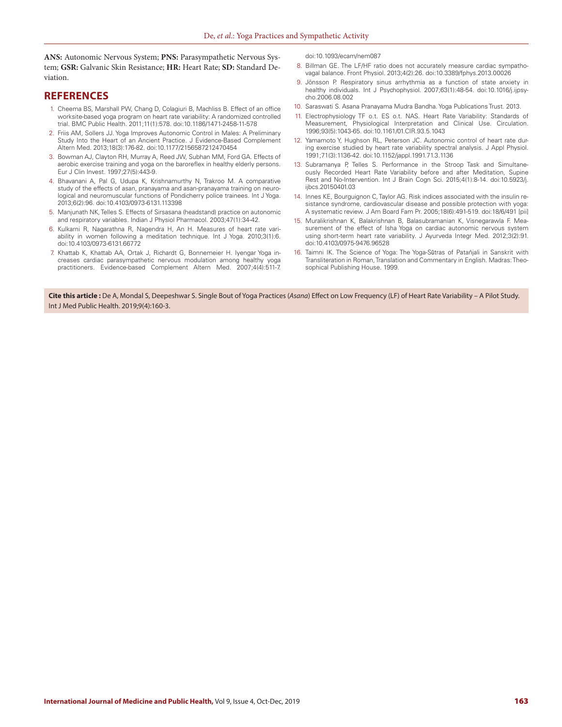**ANS:** Autonomic Nervous System; **PNS:** Parasympathetic Nervous System; **GSR:** Galvanic Skin Resistance; **HR:** Heart Rate; **SD:** Standard Deviation.

## REFERENCES

1. Cheema BS, Marshall PW, Chang D, Colagiuri B, Machliss B. Effect of an office worksite-based yoga program on heart rate variability: A randomized controlled trial. BMC Public Health. 2011;11(1):578. doi:10.1186/1471-2458-11-578
2. Friis AM, Sollers JJ. Yoga Improves Autonomic Control in Males: A Preliminary Study Into the Heart of an Ancient Practice. J Evidence-Based Complement Altern Med. 2013;18(3):176-82. doi:10.1177/2156587212470454
3. Bowman AJ, Clayton RH, Murray A, Reed JW, Subhan MM, Ford GA. Effects of aerobic exercise training and yoga on the baroreflex in healthy elderly persons. Eur J Clin Invest. 1997;27(5):443-9.
4. Bhavanani A, Pal G, Udupa K, Krishnamurthy N, Trakroo M. A comparative study of the effects of asan, pranayama and asan-pranayama training on neurological and neuromuscular functions of Pondicherry police trainees. Int J Yoga. 2013;6(2):96. doi:10.4103/0973-6131.113398
5. Manjunath NK, Telles S. Effects of Sirsasana (headstand) practice on autonomic and respiratory variables. Indian J Physiol Pharmacol. 2003;47(1):34-42.
6. Kulkarni R, Nagarathna R, Nagendra H, An H. Measures of heart rate variability in women following a meditation technique. Int J Yoga. 2010;3(1):6. doi:10.4103/0973-6131.66772
7. Khattab K, Khattab AA, Ortak J, Richardt G, Bonnemeier H. Iyengar Yoga increases cardiac parasympathetic nervous modulation among healthy yoga practitioners. Evidence-based Complement Altern Med. 2007;4(4):511-7. doi:10.1093/ecam/nem087
8. Billman GE. The LF/HF ratio does not accurately measure cardiac sympatho-vagal balance. Front Physiol. 2013;4(2):26. doi:10.3389/fphys.2013.00026
9. Jönsson P. Respiratory sinus arrhythmia as a function of state anxiety in healthy individuals. Int J Psychophysiol. 2007;63(1):48-54. doi:10.1016/j.ijpsycho.2006.08.002
10. Saraswati S. Asana Pranayama Mudra Bandha. Yoga Publications Trust. 2013.
11. Electrophysiology TF o.t. ES o.t. NAS. Heart Rate Variability: Standards of Measurement, Physiological Interpretation and Clinical Use. Circulation. 1996;93(5):1043-65. doi:10.1161/01.CIR.93.5.1043
12. Yamamoto Y, Hughson RL, Peterson JC. Autonomic control of heart rate during exercise studied by heart rate variability spectral analysis. J Appl Physiol. 1991;71(3):1136-42. doi:10.1152/jappl.1991.71.3.1136
13. Subramanya P, Telles S. Performance in the Stroop Task and Simultaneously Recorded Heart Rate Variability before and after Meditation, Supine Rest and No-Intervention. Int J Brain Cogn Sci. 2015;4(1):8-14. doi:10.5923/j.ijbcs.20150401.03
14. Innes KE, Bourguignon C, Taylor AG. Risk indices associated with the insulin resistance syndrome, cardiovascular disease and possible protection with yoga: A systematic review. J Am Board Fam Pr. 2005;18(6):491-519. doi:18/6/491 [pii]
15. Muralikrishnan K, Balakrishnan B, Balasubramanian K, Visnegarawla F. Measurement of the effect of Isha Yoga on cardiac autonomic nervous system using short-term heart rate variability. J Ayurveda Integr Med. 2012;3(2):91. doi:10.4103/0975-9476.96528
16. Taimni IK. The Science of Yoga: The Yoga-Sūtras of Patañjali in Sanskrit with Transliteration in Roman, Translation and Commentary in English. Madras: Theosophical Publishing House. 1999.

**Cite this article :** De A, Mondal S, Deepeshwar S. Single Bout of Yoga Practices (*Asana*) Effect on Low Frequency (LF) of Heart Rate Variability – A Pilot Study. Int J Med Public Health. 2019;9(4):160-3.